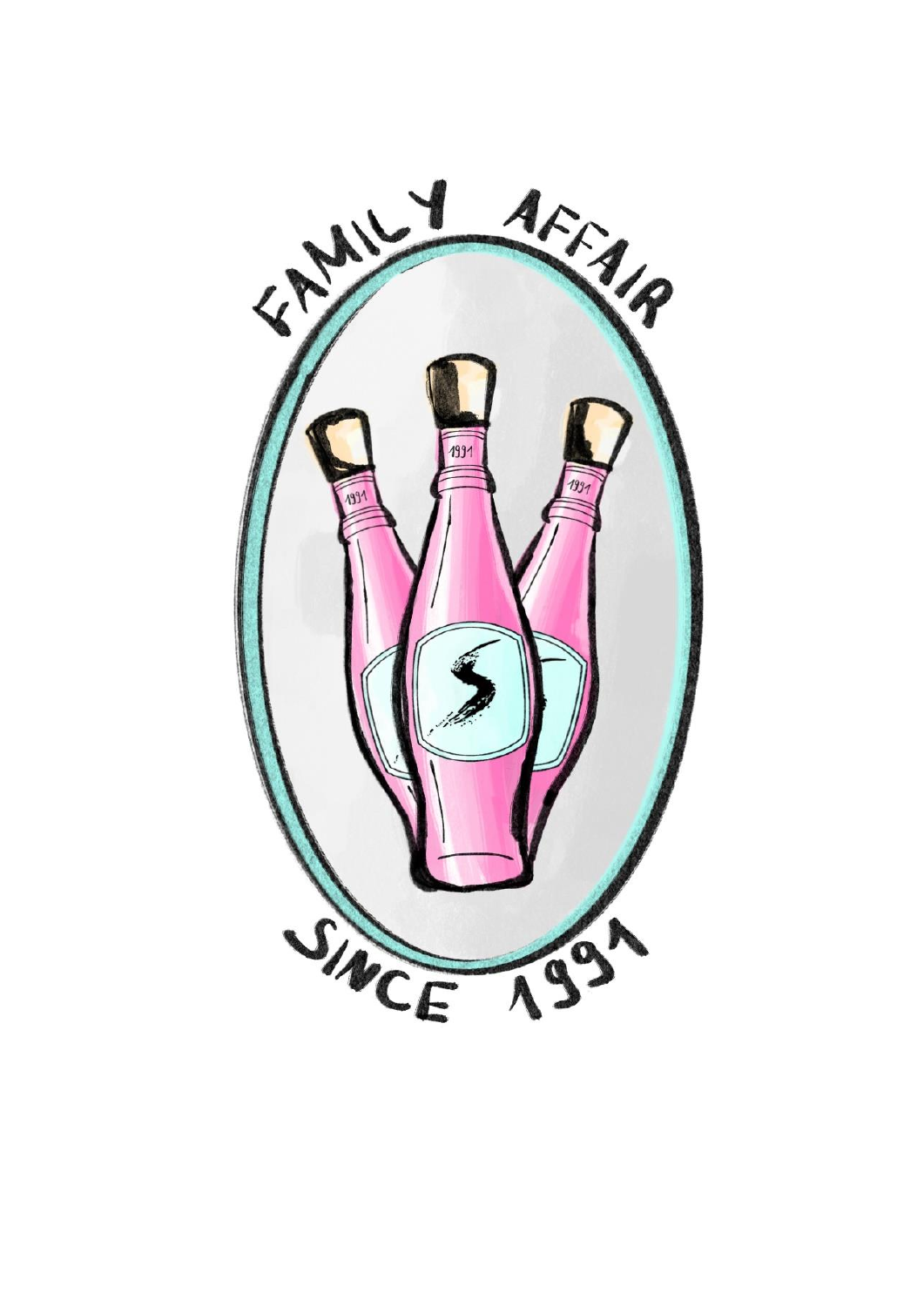FAMILY AFFAIR

SINCE 1991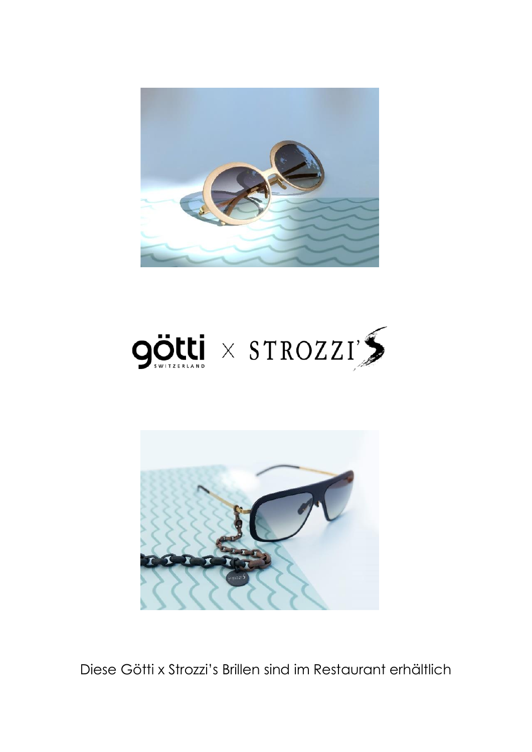götti SWITZERLAND × STROZZI'S

Diese Götti x Strozzi's Brillen sind im Restaurant erhältlich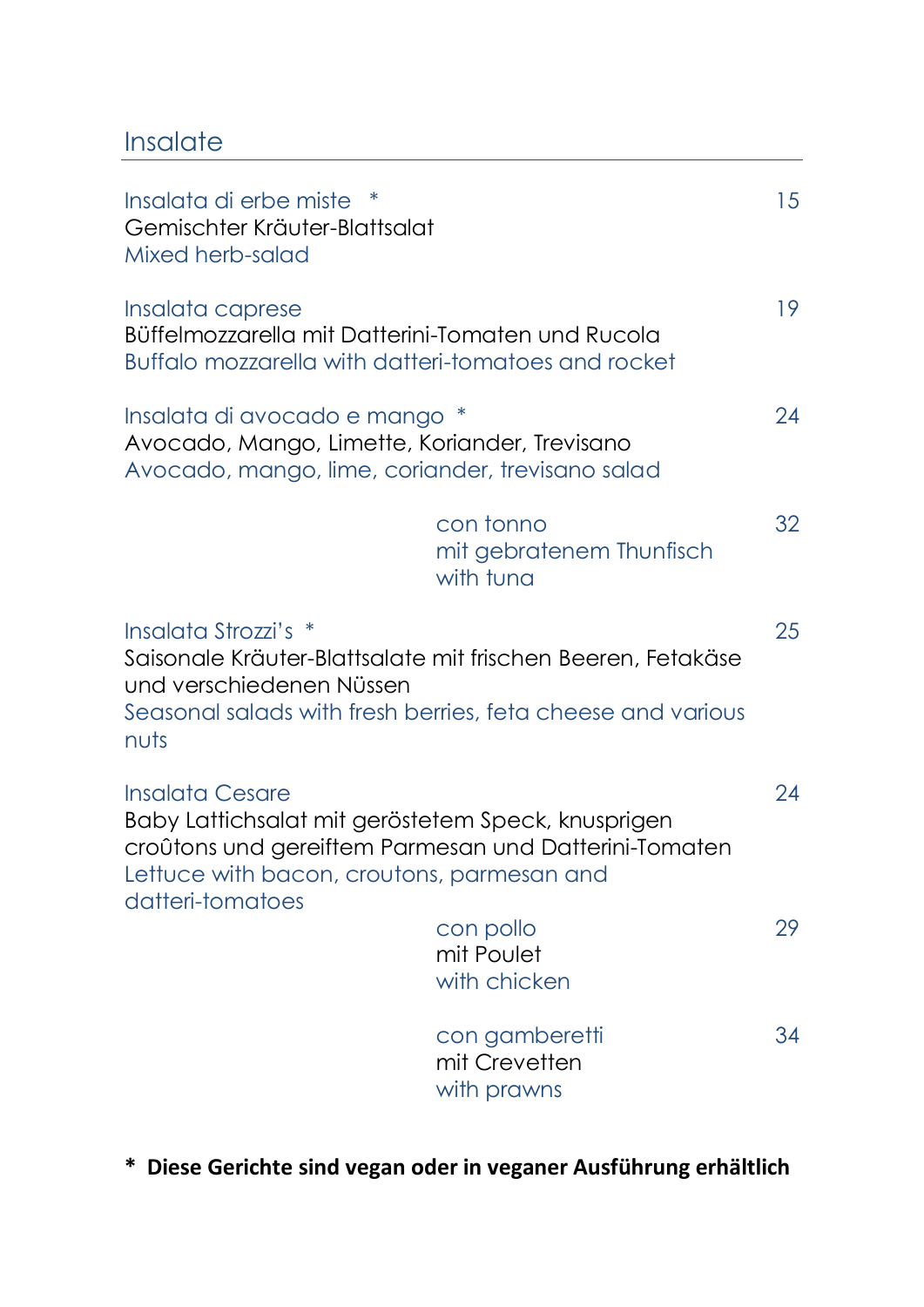## Insalate

Insalata di erbe miste * 15
Gemischter Kräuter-Blattsalat
Mixed herb-salad

Insalata caprese 19
Büffelmozzarella mit Datterini-Tomaten und Rucola
Buffalo mozzarella with datteri-tomatoes and rocket

Insalata di avocado e mango * 24
Avocado, Mango, Limette, Koriander, Trevisano
Avocado, mango, lime, coriander, trevisano salad

con tonno 32
mit gebratenem Thunfisch
with tuna

Insalata Strozzi's * 25
Saisonale Kräuter-Blattsalate mit frischen Beeren, Fetakäse und verschiedenen Nüssen
Seasonal salads with fresh berries, feta cheese and various nuts

Insalata Cesare 24
Baby Lattichsalat mit geröstetem Speck, knusprigen croûtons und gereiftem Parmesan und Datterini-Tomaten
Lettuce with bacon, croutons, parmesan and datteri-tomatoes

con pollo 29
mit Poulet
with chicken

con gamberetti 34
mit Crevetten
with prawns

**\* Diese Gerichte sind vegan oder in veganer Ausführung erhältlich**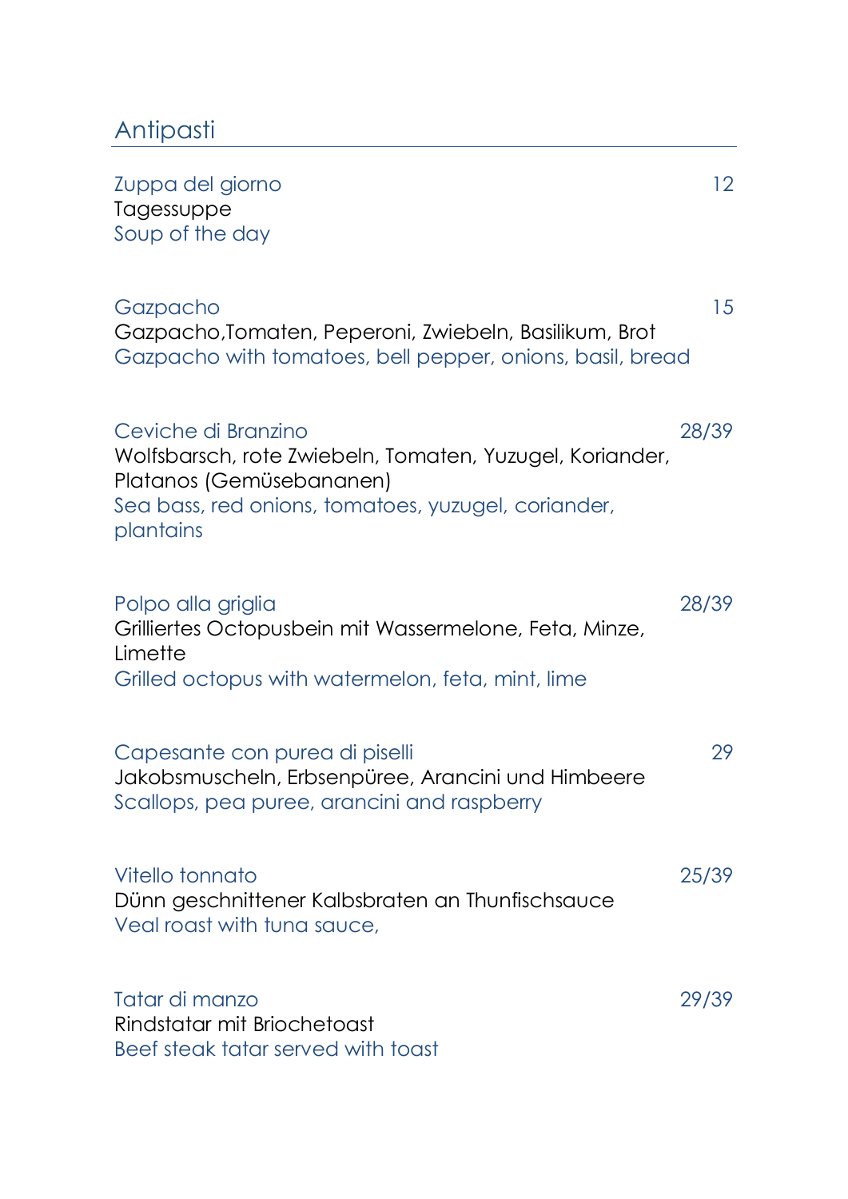## Antipasti

Zuppa del giorno — 12
Tagessuppe
Soup of the day

Gazpacho — 15
Gazpacho,Tomaten, Peperoni, Zwiebeln, Basilikum, Brot
Gazpacho with tomatoes, bell pepper, onions, basil, bread

Ceviche di Branzino — 28/39
Wolfsbarsch, rote Zwiebeln, Tomaten, Yuzugel, Koriander, Platanos (Gemüsebananen)
Sea bass, red onions, tomatoes, yuzugel, coriander, plantains

Polpo alla griglia — 28/39
Grilliertes Octopusbein mit Wassermelone, Feta, Minze, Limette
Grilled octopus with watermelon, feta, mint, lime

Capesante con purea di piselli — 29
Jakobsmuscheln, Erbsenpüree, Arancini und Himbeere
Scallops, pea puree, arancini and raspberry

Vitello tonnato — 25/39
Dünn geschnittener Kalbsbraten an Thunfischsauce
Veal roast with tuna sauce,

Tatar di manzo — 29/39
Rindstatar mit Briochetoast
Beef steak tatar served with toast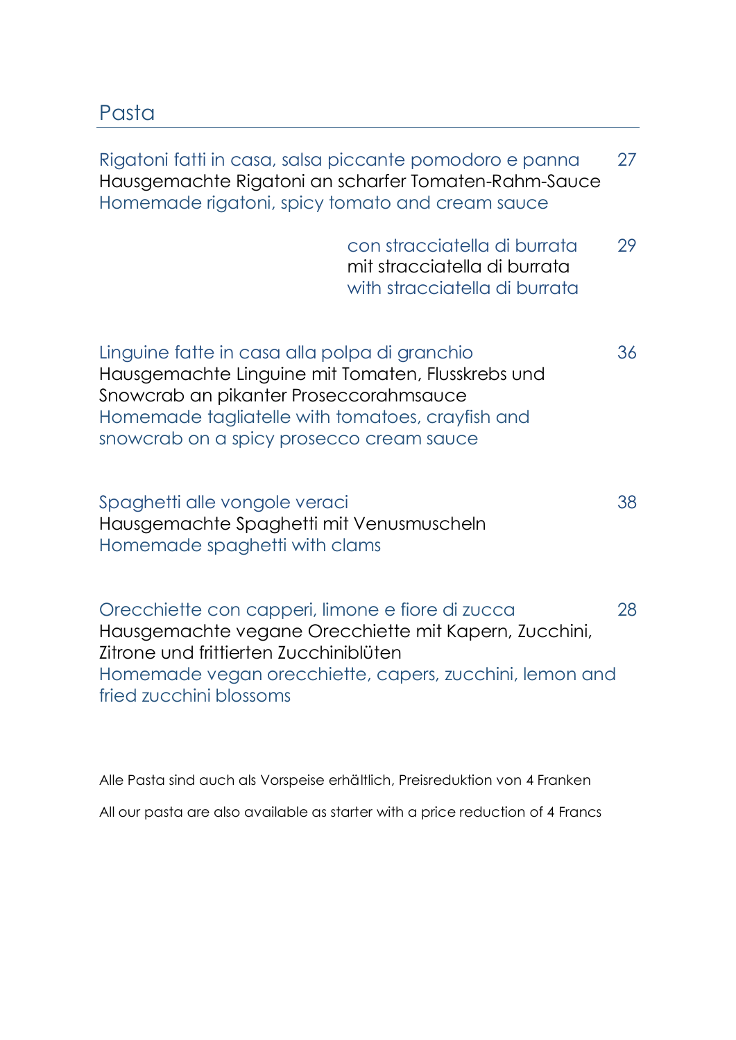## Pasta

Rigatoni fatti in casa, salsa piccante pomodoro e panna 27
Hausgemachte Rigatoni an scharfer Tomaten-Rahm-Sauce
Homemade rigatoni, spicy tomato and cream sauce

con stracciatella di burrata 29
mit stracciatella di burrata
with stracciatella di burrata

Linguine fatte in casa alla polpa di granchio 36
Hausgemachte Linguine mit Tomaten, Flusskrebs und Snowcrab an pikanter Proseccorahmsauce
Homemade tagliatelle with tomatoes, crayfish and snowcrab on a spicy prosecco cream sauce

Spaghetti alle vongole veraci 38
Hausgemachte Spaghetti mit Venusmuscheln
Homemade spaghetti with clams

Orecchiette con capperi, limone e fiore di zucca 28
Hausgemachte vegane Orecchiette mit Kapern, Zucchini, Zitrone und frittierten Zucchiniblüten
Homemade vegan orecchiette, capers, zucchini, lemon and fried zucchini blossoms

Alle Pasta sind auch als Vorspeise erhältlich, Preisreduktion von 4 Franken

All our pasta are also available as starter with a price reduction of 4 Francs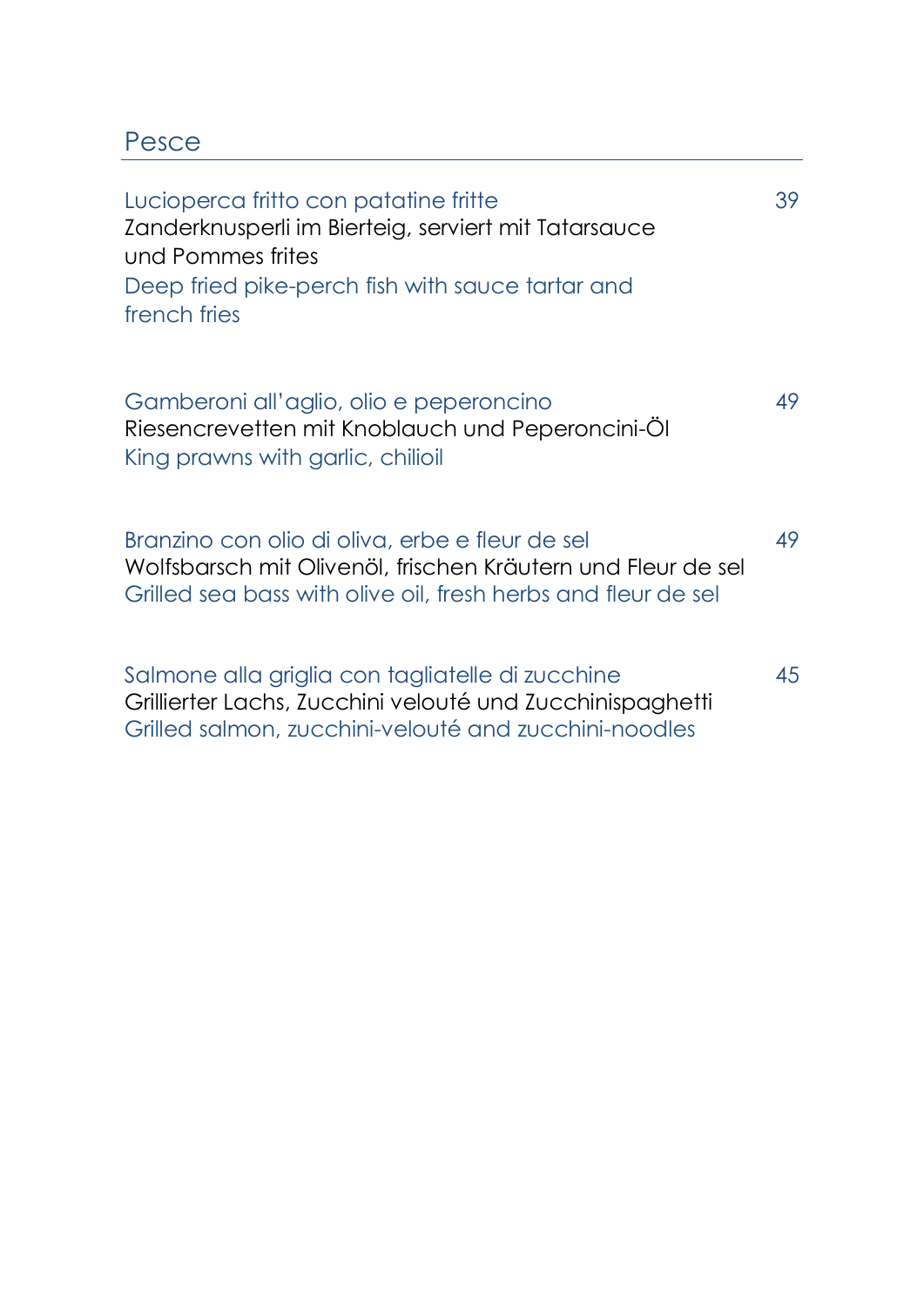## Pesce

Lucioperca fritto con patatine fritte 39
Zanderknusperli im Bierteig, serviert mit Tatarsauce
und Pommes frites
Deep fried pike-perch fish with sauce tartar and
french fries

Gamberoni all'aglio, olio e peperoncino 49
Riesencrevetten mit Knoblauch und Peperoncini-Öl
King prawns with garlic, chilioil

Branzino con olio di oliva, erbe e fleur de sel 49
Wolfsbarsch mit Olivenöl, frischen Kräutern und Fleur de sel
Grilled sea bass with olive oil, fresh herbs and fleur de sel

Salmone alla griglia con tagliatelle di zucchine 45
Grillierter Lachs, Zucchini velouté und Zucchinispaghetti
Grilled salmon, zucchini-velouté and zucchini-noodles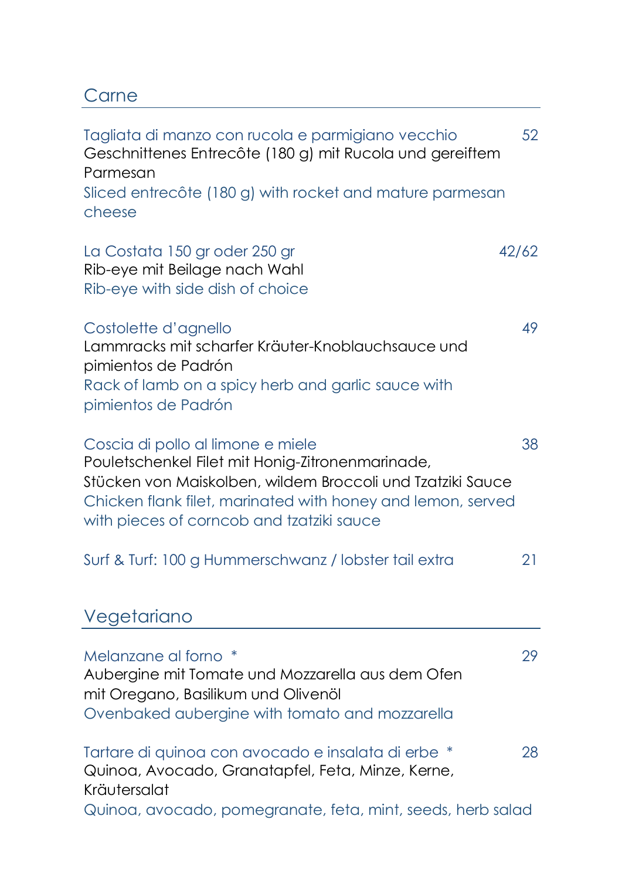## Carne

Tagliata di manzo con rucola e parmigiano vecchio 52
Geschnittenes Entrecôte (180 g) mit Rucola und gereiftem Parmesan
Sliced entrecôte (180 g) with rocket and mature parmesan cheese

La Costata 150 gr oder 250 gr 42/62
Rib-eye mit Beilage nach Wahl
Rib-eye with side dish of choice

Costolette d'agnello 49
Lammracks mit scharfer Kräuter-Knoblauchsauce und pimientos de Padrón
Rack of lamb on a spicy herb and garlic sauce with pimientos de Padrón

Coscia di pollo al limone e miele 38
Pouletschenkel Filet mit Honig-Zitronenmarinade, Stücken von Maiskolben, wildem Broccoli und Tzatziki Sauce
Chicken flank filet, marinated with honey and lemon, served with pieces of corncob and tzatziki sauce

Surf & Turf: 100 g Hummerschwanz / lobster tail extra 21

## Vegetariano

Melanzane al forno * 29
Aubergine mit Tomate und Mozzarella aus dem Ofen mit Oregano, Basilikum und Olivenöl
Ovenbaked aubergine with tomato and mozzarella

Tartare di quinoa con avocado e insalata di erbe * 28
Quinoa, Avocado, Granatapfel, Feta, Minze, Kerne, Kräutersalat
Quinoa, avocado, pomegranate, feta, mint, seeds, herb salad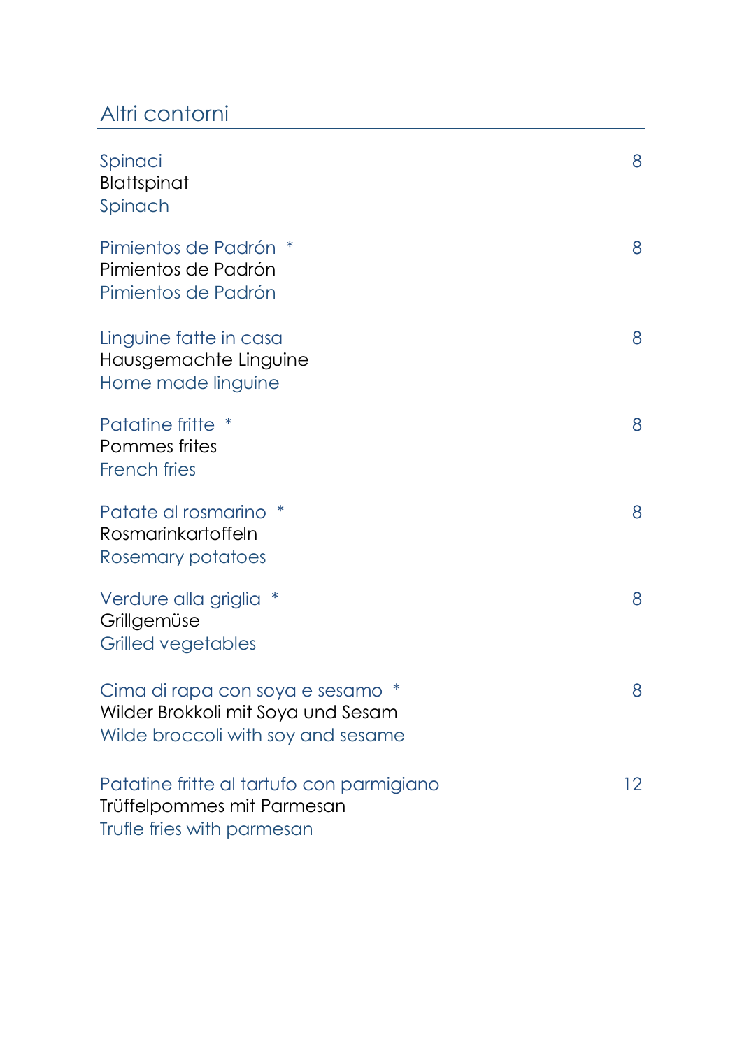## Altri contorni

Spinaci — 8
Blattspinat
Spinach

Pimientos de Padrón * — 8
Pimientos de Padrón
Pimientos de Padrón

Linguine fatte in casa — 8
Hausgemachte Linguine
Home made linguine

Patatine fritte * — 8
Pommes frites
French fries

Patate al rosmarino * — 8
Rosmarinkartoffeln
Rosemary potatoes

Verdure alla griglia * — 8
Grillgemüse
Grilled vegetables

Cima di rapa con soya e sesamo * — 8
Wilder Brokkoli mit Soya und Sesam
Wilde broccoli with soy and sesame

Patatine fritte al tartufo con parmigiano — 12
Trüffelpommes mit Parmesan
Trufle fries with parmesan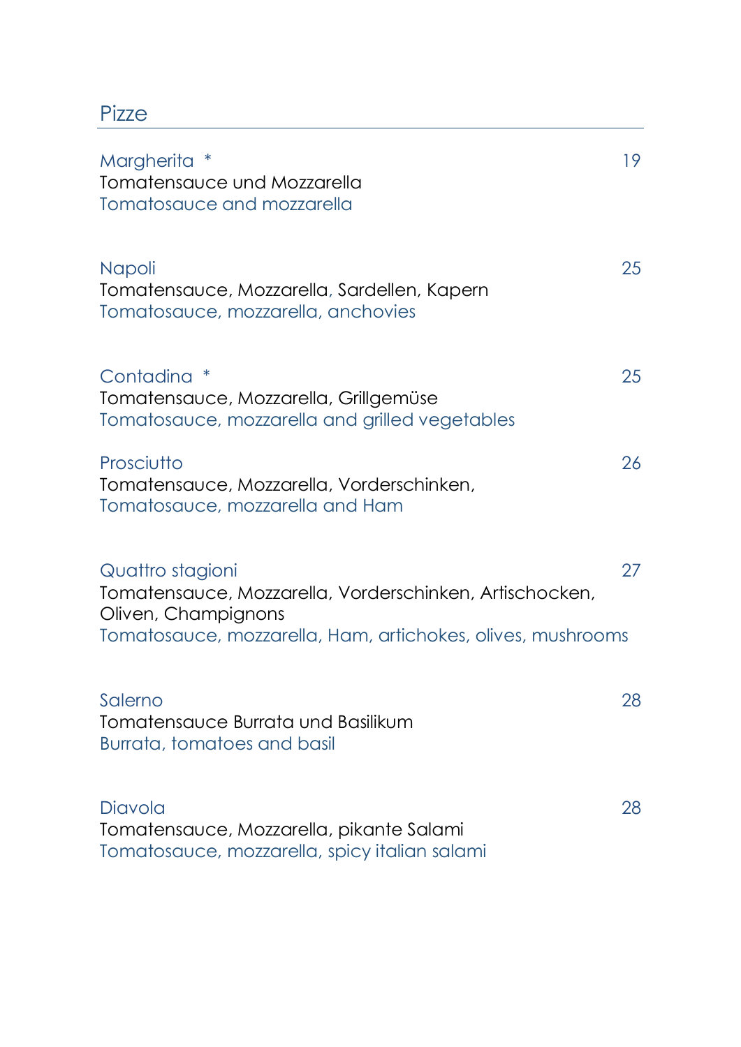## Pizze

Margherita * 19
Tomatensauce und Mozzarella
Tomatosauce and mozzarella

Napoli 25
Tomatensauce, Mozzarella, Sardellen, Kapern
Tomatosauce, mozzarella, anchovies

Contadina * 25
Tomatensauce, Mozzarella, Grillgemüse
Tomatosauce, mozzarella and grilled vegetables

Prosciutto 26
Tomatensauce, Mozzarella, Vorderschinken,
Tomatosauce, mozzarella and Ham

Quattro stagioni 27
Tomatensauce, Mozzarella, Vorderschinken, Artischocken, Oliven, Champignons
Tomatosauce, mozzarella, Ham, artichokes, olives, mushrooms

Salerno 28
Tomatensauce Burrata und Basilikum
Burrata, tomatoes and basil

Diavola 28
Tomatensauce, Mozzarella, pikante Salami
Tomatosauce, mozzarella, spicy italian salami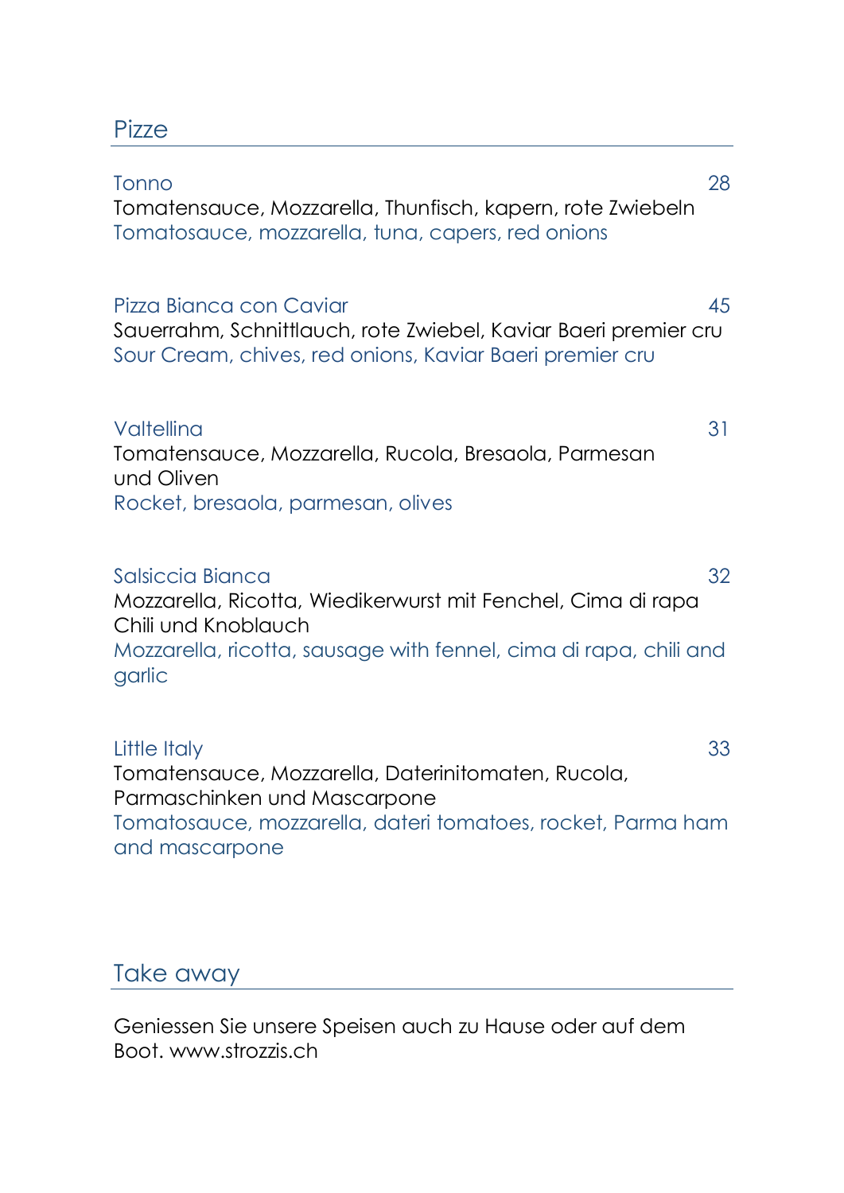## Pizze

Tonno 28

Tomatensauce, Mozzarella, Thunfisch, kapern, rote Zwiebeln

Tomatosauce, mozzarella, tuna, capers, red onions

Pizza Bianca con Caviar 45

Sauerrahm, Schnittlauch, rote Zwiebel, Kaviar Baeri premier cru

Sour Cream, chives, red onions, Kaviar Baeri premier cru

Valtellina 31

Tomatensauce, Mozzarella, Rucola, Bresaola, Parmesan und Oliven

Rocket, bresaola, parmesan, olives

Salsiccia Bianca 32

Mozzarella, Ricotta, Wiedikerwurst mit Fenchel, Cima di rapa Chili und Knoblauch

Mozzarella, ricotta, sausage with fennel, cima di rapa, chili and garlic

Little Italy 33

Tomatensauce, Mozzarella, Daterinitomaten, Rucola, Parmaschinken und Mascarpone

Tomatosauce, mozzarella, dateri tomatoes, rocket, Parma ham and mascarpone

## Take away

Geniessen Sie unsere Speisen auch zu Hause oder auf dem Boot. www.strozzis.ch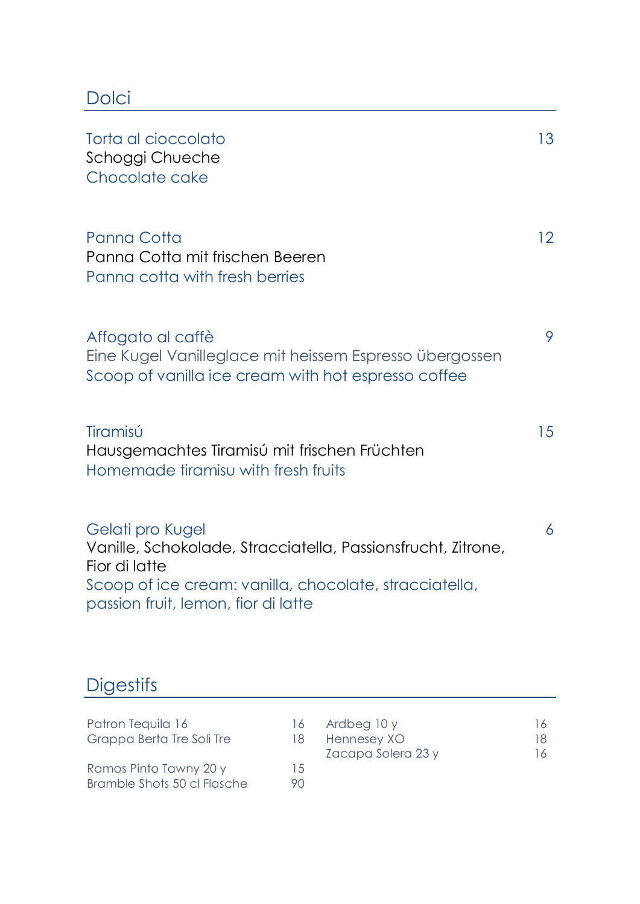## Dolci

**Torta al cioccolato** — 13
Schoggi Chueche
Chocolate cake

**Panna Cotta** — 12
Panna Cotta mit frischen Beeren
Panna cotta with fresh berries

**Affogato al caffè** — 9
Eine Kugel Vanilleglace mit heissem Espresso übergossen
Scoop of vanilla ice cream with hot espresso coffee

**Tiramisú** — 15
Hausgemachtes Tiramisú mit frischen Früchten
Homemade tiramisu with fresh fruits

**Gelati pro Kugel** — 6
Vanille, Schokolade, Stracciatella, Passionsfrucht, Zitrone, Fior di latte
Scoop of ice cream: vanilla, chocolate, stracciatella, passion fruit, lemon, fior di latte

## Digestifs

| | | | |
|---|---|---|---|
| Patron Tequila 16 | 16 | Ardbeg 10 y | 16 |
| Grappa Berta Tre Soli Tre | 18 | Hennesey XO | 18 |
| | | Zacapa Solera 23 y | 16 |
| Ramos Pinto Tawny 20 y | 15 | | |
| Bramble Shots 50 cl Flasche | 90 | | |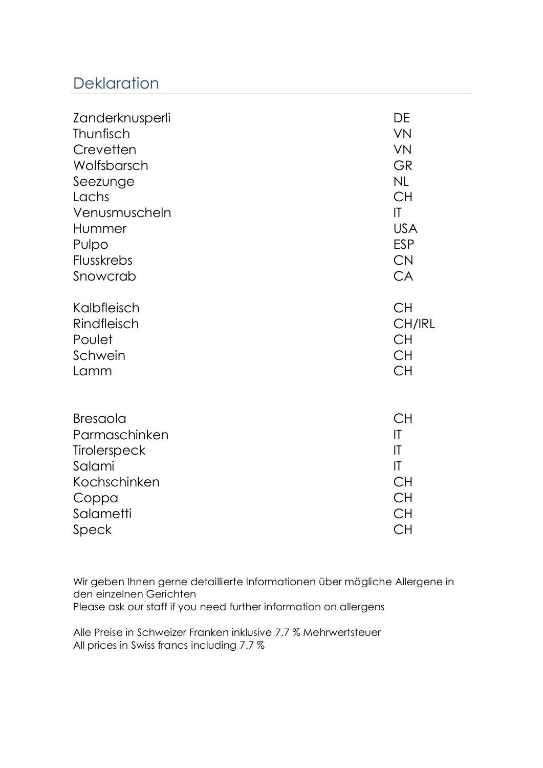## Deklaration

| | |
|---|---|
| Zanderknusperli | DE |
| Thunfisch | VN |
| Crevetten | VN |
| Wolfsbarsch | GR |
| Seezunge | NL |
| Lachs | CH |
| Venusmuscheln | IT |
| Hummer | USA |
| Pulpo | ESP |
| Flusskrebs | CN |
| Snowcrab | CA |

| | |
|---|---|
| Kalbfleisch | CH |
| Rindfleisch | CH/IRL |
| Poulet | CH |
| Schwein | CH |
| Lamm | CH |

| | |
|---|---|
| Bresaola | CH |
| Parmaschinken | IT |
| Tirolerspeck | IT |
| Salami | IT |
| Kochschinken | CH |
| Coppa | CH |
| Salametti | CH |
| Speck | CH |

Wir geben Ihnen gerne detaillierte Informationen über mögliche Allergene in den einzelnen Gerichten
Please ask our staff if you need further information on allergens

Alle Preise in Schweizer Franken inklusive 7.7 % Mehrwertsteuer
All prices in Swiss francs including 7.7 %